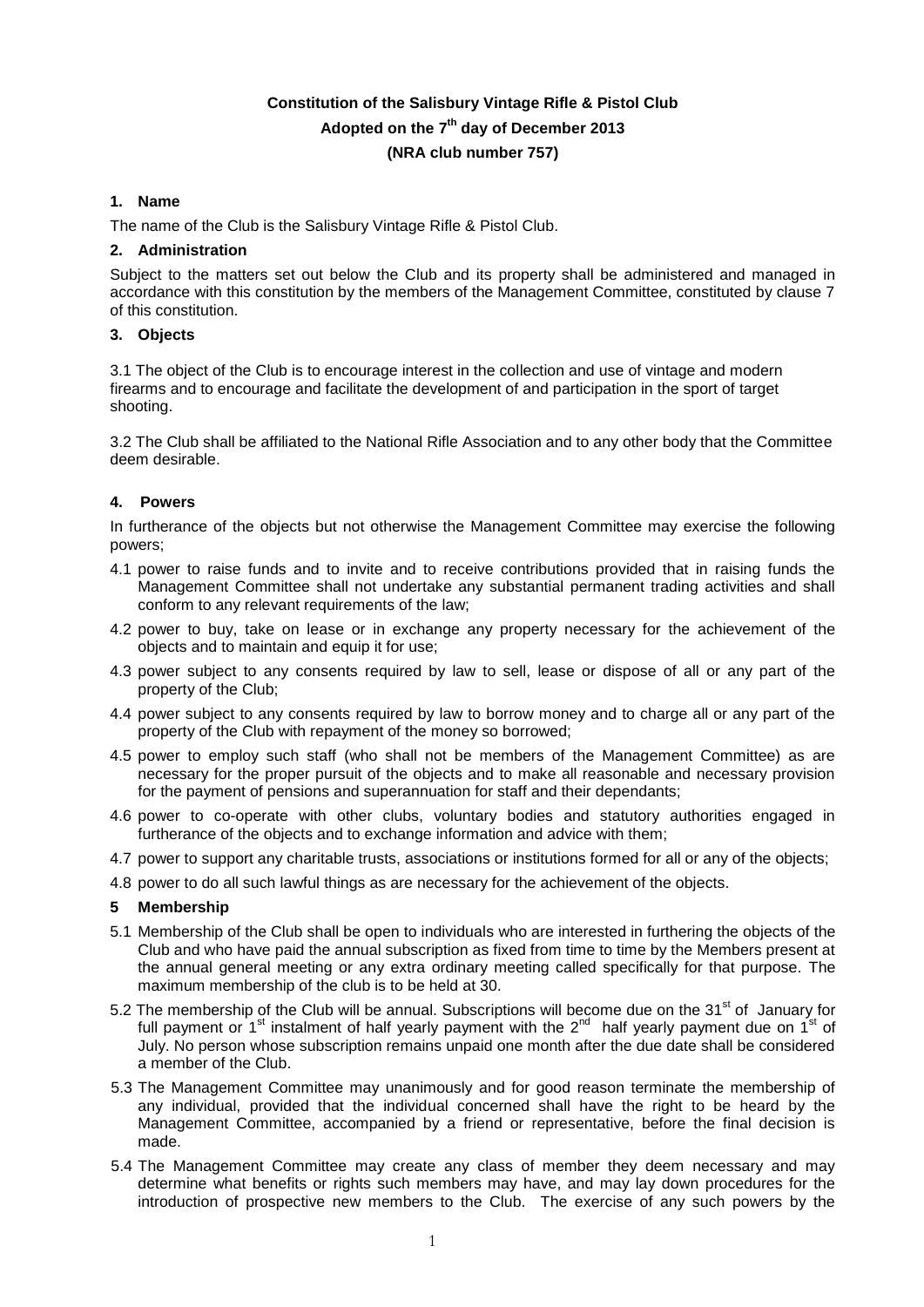# Constitution of the Salisbury Vintage Rifle & Pistol Club

**Adopted on the 7th day of December 2013**

**(NRA club number 757)**

## 1. Name

The name of the Club is the Salisbury Vintage Rifle & Pistol Club.

## 2. Administration

Subject to the matters set out below the Club and its property shall be administered and managed in accordance with this constitution by the members of the Management Committee, constituted by clause 7 of this constitution.

## 3. Objects

3.1 The object of the Club is to encourage interest in the collection and use of vintage and modern firearms and to encourage and facilitate the development of and participation in the sport of target shooting.

3.2 The Club shall be affiliated to the National Rifle Association and to any other body that the Committee deem desirable.

## 4. Powers

In furtherance of the objects but not otherwise the Management Committee may exercise the following powers;

4.1 power to raise funds and to invite and to receive contributions provided that in raising funds the Management Committee shall not undertake any substantial permanent trading activities and shall conform to any relevant requirements of the law;

4.2 power to buy, take on lease or in exchange any property necessary for the achievement of the objects and to maintain and equip it for use;

4.3 power subject to any consents required by law to sell, lease or dispose of all or any part of the property of the Club;

4.4 power subject to any consents required by law to borrow money and to charge all or any part of the property of the Club with repayment of the money so borrowed;

4.5 power to employ such staff (who shall not be members of the Management Committee) as are necessary for the proper pursuit of the objects and to make all reasonable and necessary provision for the payment of pensions and superannuation for staff and their dependants;

4.6 power to co-operate with other clubs, voluntary bodies and statutory authorities engaged in furtherance of the objects and to exchange information and advice with them;

4.7 power to support any charitable trusts, associations or institutions formed for all or any of the objects;

4.8 power to do all such lawful things as are necessary for the achievement of the objects.

## 5 Membership

5.1 Membership of the Club shall be open to individuals who are interested in furthering the objects of the Club and who have paid the annual subscription as fixed from time to time by the Members present at the annual general meeting or any extra ordinary meeting called specifically for that purpose. The maximum membership of the club is to be held at 30.

5.2 The membership of the Club will be annual. Subscriptions will become due on the 31st of January for full payment or 1st instalment of half yearly payment with the 2nd half yearly payment due on 1st of July. No person whose subscription remains unpaid one month after the due date shall be considered a member of the Club.

5.3 The Management Committee may unanimously and for good reason terminate the membership of any individual, provided that the individual concerned shall have the right to be heard by the Management Committee, accompanied by a friend or representative, before the final decision is made.

5.4 The Management Committee may create any class of member they deem necessary and may determine what benefits or rights such members may have, and may lay down procedures for the introduction of prospective new members to the Club. The exercise of any such powers by the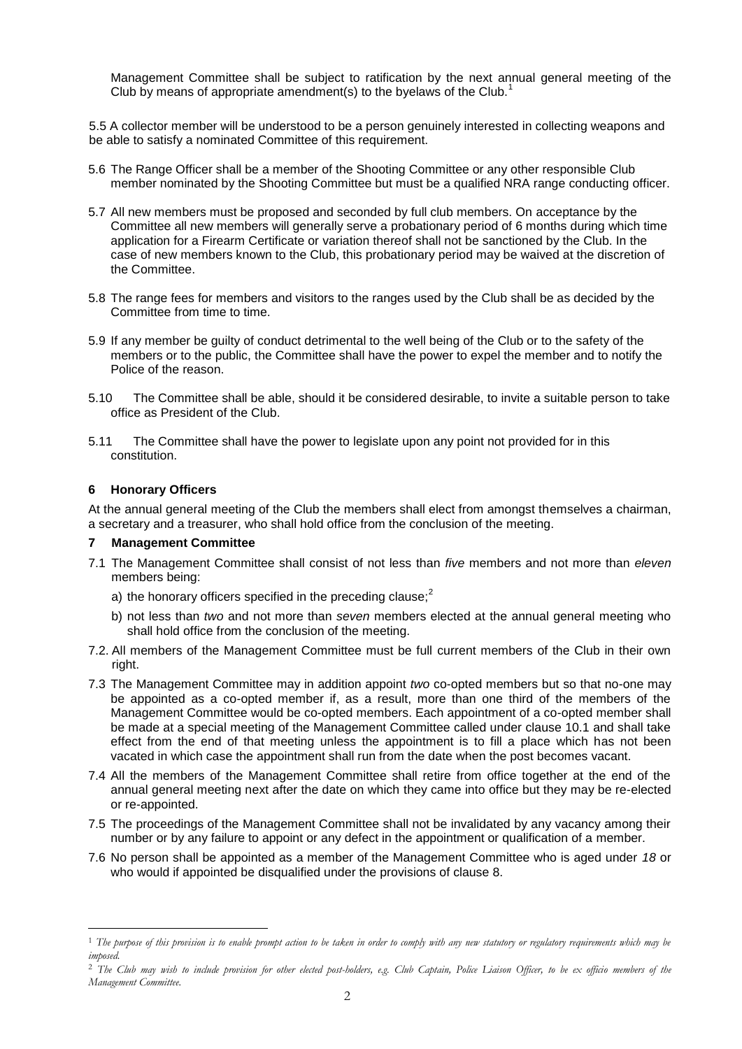Management Committee shall be subject to ratification by the next annual general meeting of the Club by means of appropriate amendment(s) to the byelaws of the Club.[1]

5.5 A collector member will be understood to be a person genuinely interested in collecting weapons and be able to satisfy a nominated Committee of this requirement.

5.6 The Range Officer shall be a member of the Shooting Committee or any other responsible Club member nominated by the Shooting Committee but must be a qualified NRA range conducting officer.

5.7 All new members must be proposed and seconded by full club members. On acceptance by the Committee all new members will generally serve a probationary period of 6 months during which time application for a Firearm Certificate or variation thereof shall not be sanctioned by the Club. In the case of new members known to the Club, this probationary period may be waived at the discretion of the Committee.

5.8 The range fees for members and visitors to the ranges used by the Club shall be as decided by the Committee from time to time.

5.9 If any member be guilty of conduct detrimental to the well being of the Club or to the safety of the members or to the public, the Committee shall have the power to expel the member and to notify the Police of the reason.

5.10 The Committee shall be able, should it be considered desirable, to invite a suitable person to take office as President of the Club.

5.11 The Committee shall have the power to legislate upon any point not provided for in this constitution.

## 6 Honorary Officers

At the annual general meeting of the Club the members shall elect from amongst themselves a chairman, a secretary and a treasurer, who shall hold office from the conclusion of the meeting.

## 7 Management Committee

7.1 The Management Committee shall consist of not less than *five* members and not more than *eleven* members being:

a) the honorary officers specified in the preceding clause;[2]

b) not less than *two* and not more than *seven* members elected at the annual general meeting who shall hold office from the conclusion of the meeting.

7.2. All members of the Management Committee must be full current members of the Club in their own right.

7.3 The Management Committee may in addition appoint *two* co-opted members but so that no-one may be appointed as a co-opted member if, as a result, more than one third of the members of the Management Committee would be co-opted members. Each appointment of a co-opted member shall be made at a special meeting of the Management Committee called under clause 10.1 and shall take effect from the end of that meeting unless the appointment is to fill a place which has not been vacated in which case the appointment shall run from the date when the post becomes vacant.

7.4 All the members of the Management Committee shall retire from office together at the end of the annual general meeting next after the date on which they came into office but they may be re-elected or re-appointed.

7.5 The proceedings of the Management Committee shall not be invalidated by any vacancy among their number or by any failure to appoint or any defect in the appointment or qualification of a member.

7.6 No person shall be appointed as a member of the Management Committee who is aged under *18* or who would if appointed be disqualified under the provisions of clause 8.

---

[1] *The purpose of this provision is to enable prompt action to be taken in order to comply with any new statutory or regulatory requirements which may be imposed.*

[2] *The Club may wish to include provision for other elected post-holders, e.g. Club Captain, Police Liaison Officer, to be ex officio members of the Management Committee.*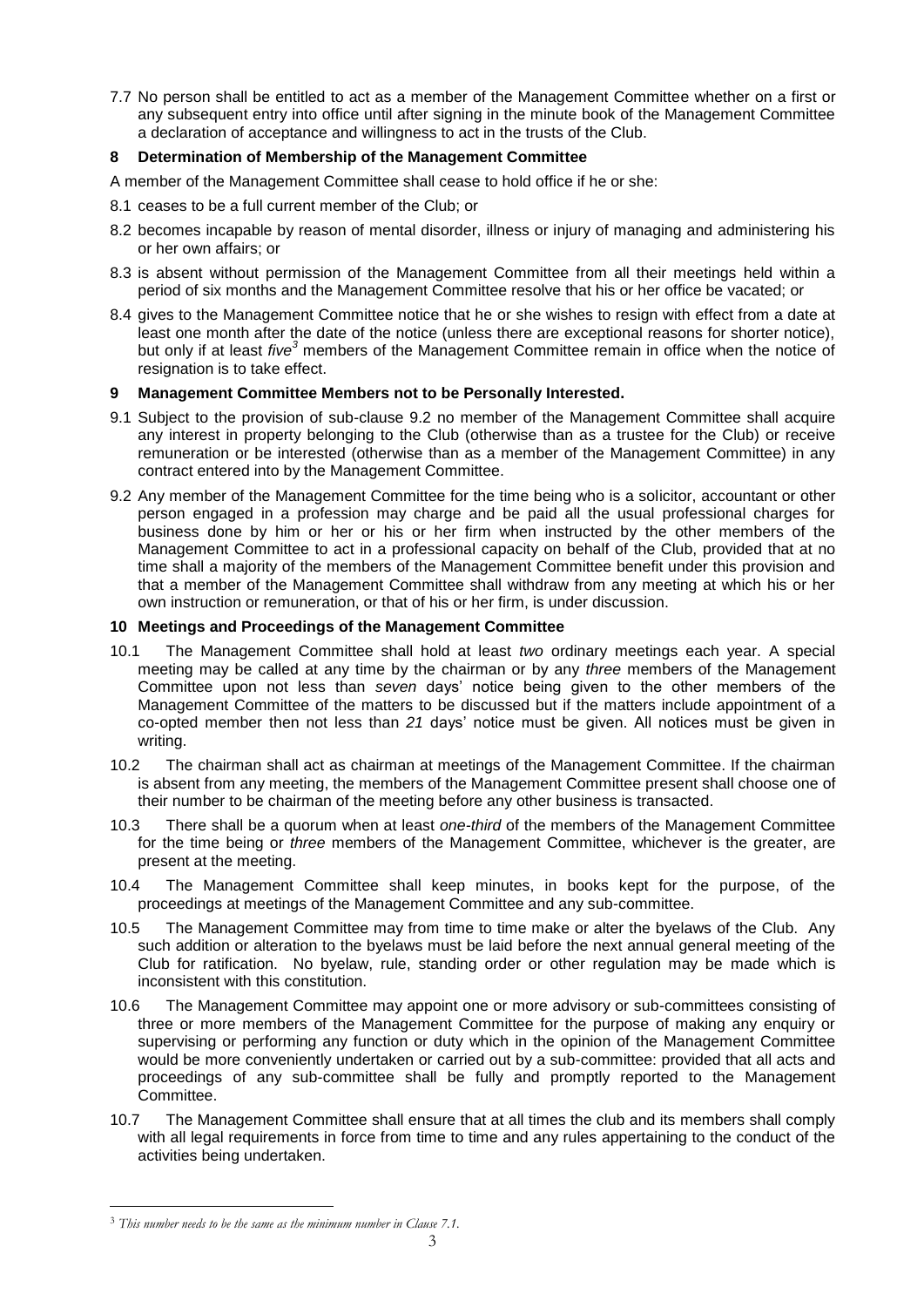7.7 No person shall be entitled to act as a member of the Management Committee whether on a first or any subsequent entry into office until after signing in the minute book of the Management Committee a declaration of acceptance and willingness to act in the trusts of the Club.

## 8 Determination of Membership of the Management Committee

A member of the Management Committee shall cease to hold office if he or she:

8.1 ceases to be a full current member of the Club; or

8.2 becomes incapable by reason of mental disorder, illness or injury of managing and administering his or her own affairs; or

8.3 is absent without permission of the Management Committee from all their meetings held within a period of six months and the Management Committee resolve that his or her office be vacated; or

8.4 gives to the Management Committee notice that he or she wishes to resign with effect from a date at least one month after the date of the notice (unless there are exceptional reasons for shorter notice), but only if at least *five*[3] members of the Management Committee remain in office when the notice of resignation is to take effect.

## 9 Management Committee Members not to be Personally Interested.

9.1 Subject to the provision of sub-clause 9.2 no member of the Management Committee shall acquire any interest in property belonging to the Club (otherwise than as a trustee for the Club) or receive remuneration or be interested (otherwise than as a member of the Management Committee) in any contract entered into by the Management Committee.

9.2 Any member of the Management Committee for the time being who is a solicitor, accountant or other person engaged in a profession may charge and be paid all the usual professional charges for business done by him or her or his or her firm when instructed by the other members of the Management Committee to act in a professional capacity on behalf of the Club, provided that at no time shall a majority of the members of the Management Committee benefit under this provision and that a member of the Management Committee shall withdraw from any meeting at which his or her own instruction or remuneration, or that of his or her firm, is under discussion.

## 10 Meetings and Proceedings of the Management Committee

10.1 The Management Committee shall hold at least *two* ordinary meetings each year. A special meeting may be called at any time by the chairman or by any *three* members of the Management Committee upon not less than *seven* days' notice being given to the other members of the Management Committee of the matters to be discussed but if the matters include appointment of a co-opted member then not less than *21* days' notice must be given. All notices must be given in writing.

10.2 The chairman shall act as chairman at meetings of the Management Committee. If the chairman is absent from any meeting, the members of the Management Committee present shall choose one of their number to be chairman of the meeting before any other business is transacted.

10.3 There shall be a quorum when at least *one-third* of the members of the Management Committee for the time being or *three* members of the Management Committee, whichever is the greater, are present at the meeting.

10.4 The Management Committee shall keep minutes, in books kept for the purpose, of the proceedings at meetings of the Management Committee and any sub-committee.

10.5 The Management Committee may from time to time make or alter the byelaws of the Club. Any such addition or alteration to the byelaws must be laid before the next annual general meeting of the Club for ratification. No byelaw, rule, standing order or other regulation may be made which is inconsistent with this constitution.

10.6 The Management Committee may appoint one or more advisory or sub-committees consisting of three or more members of the Management Committee for the purpose of making any enquiry or supervising or performing any function or duty which in the opinion of the Management Committee would be more conveniently undertaken or carried out by a sub-committee: provided that all acts and proceedings of any sub-committee shall be fully and promptly reported to the Management Committee.

10.7 The Management Committee shall ensure that at all times the club and its members shall comply with all legal requirements in force from time to time and any rules appertaining to the conduct of the activities being undertaken.

---

[3] *This number needs to be the same as the minimum number in Clause 7.1.*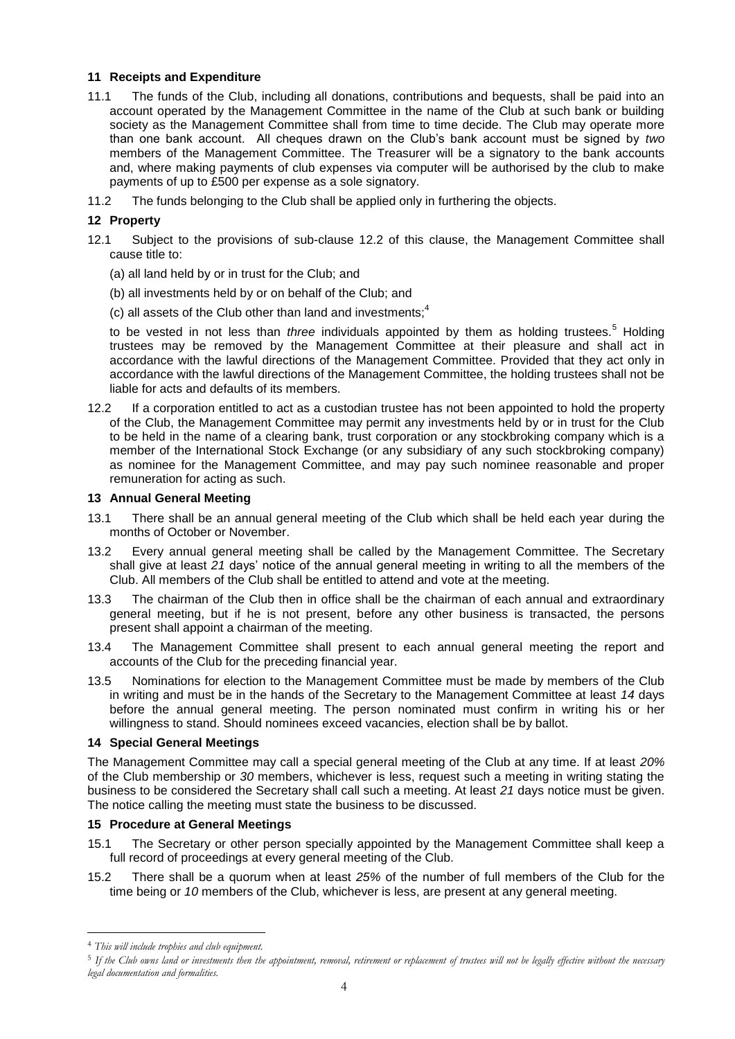## 11 Receipts and Expenditure

11.1 The funds of the Club, including all donations, contributions and bequests, shall be paid into an account operated by the Management Committee in the name of the Club at such bank or building society as the Management Committee shall from time to time decide. The Club may operate more than one bank account. All cheques drawn on the Club's bank account must be signed by *two* members of the Management Committee. The Treasurer will be a signatory to the bank accounts and, where making payments of club expenses via computer will be authorised by the club to make payments of up to £500 per expense as a sole signatory.

11.2 The funds belonging to the Club shall be applied only in furthering the objects.

## 12 Property

12.1 Subject to the provisions of sub-clause 12.2 of this clause, the Management Committee shall cause title to:

(a) all land held by or in trust for the Club; and

(b) all investments held by or on behalf of the Club; and

(c) all assets of the Club other than land and investments;[4]

to be vested in not less than *three* individuals appointed by them as holding trustees.[5] Holding trustees may be removed by the Management Committee at their pleasure and shall act in accordance with the lawful directions of the Management Committee. Provided that they act only in accordance with the lawful directions of the Management Committee, the holding trustees shall not be liable for acts and defaults of its members.

12.2 If a corporation entitled to act as a custodian trustee has not been appointed to hold the property of the Club, the Management Committee may permit any investments held by or in trust for the Club to be held in the name of a clearing bank, trust corporation or any stockbroking company which is a member of the International Stock Exchange (or any subsidiary of any such stockbroking company) as nominee for the Management Committee, and may pay such nominee reasonable and proper remuneration for acting as such.

## 13 Annual General Meeting

13.1 There shall be an annual general meeting of the Club which shall be held each year during the months of October or November.

13.2 Every annual general meeting shall be called by the Management Committee. The Secretary shall give at least *21* days' notice of the annual general meeting in writing to all the members of the Club. All members of the Club shall be entitled to attend and vote at the meeting.

13.3 The chairman of the Club then in office shall be the chairman of each annual and extraordinary general meeting, but if he is not present, before any other business is transacted, the persons present shall appoint a chairman of the meeting.

13.4 The Management Committee shall present to each annual general meeting the report and accounts of the Club for the preceding financial year.

13.5 Nominations for election to the Management Committee must be made by members of the Club in writing and must be in the hands of the Secretary to the Management Committee at least *14* days before the annual general meeting. The person nominated must confirm in writing his or her willingness to stand. Should nominees exceed vacancies, election shall be by ballot.

## 14 Special General Meetings

The Management Committee may call a special general meeting of the Club at any time. If at least *20%* of the Club membership or *30* members, whichever is less, request such a meeting in writing stating the business to be considered the Secretary shall call such a meeting. At least *21* days notice must be given. The notice calling the meeting must state the business to be discussed.

## 15 Procedure at General Meetings

15.1 The Secretary or other person specially appointed by the Management Committee shall keep a full record of proceedings at every general meeting of the Club.

15.2 There shall be a quorum when at least *25%* of the number of full members of the Club for the time being or *10* members of the Club, whichever is less, are present at any general meeting.

---

[4] *This will include trophies and club equipment.*

[5] *If the Club owns land or investments then the appointment, removal, retirement or replacement of trustees will not be legally effective without the necessary legal documentation and formalities.*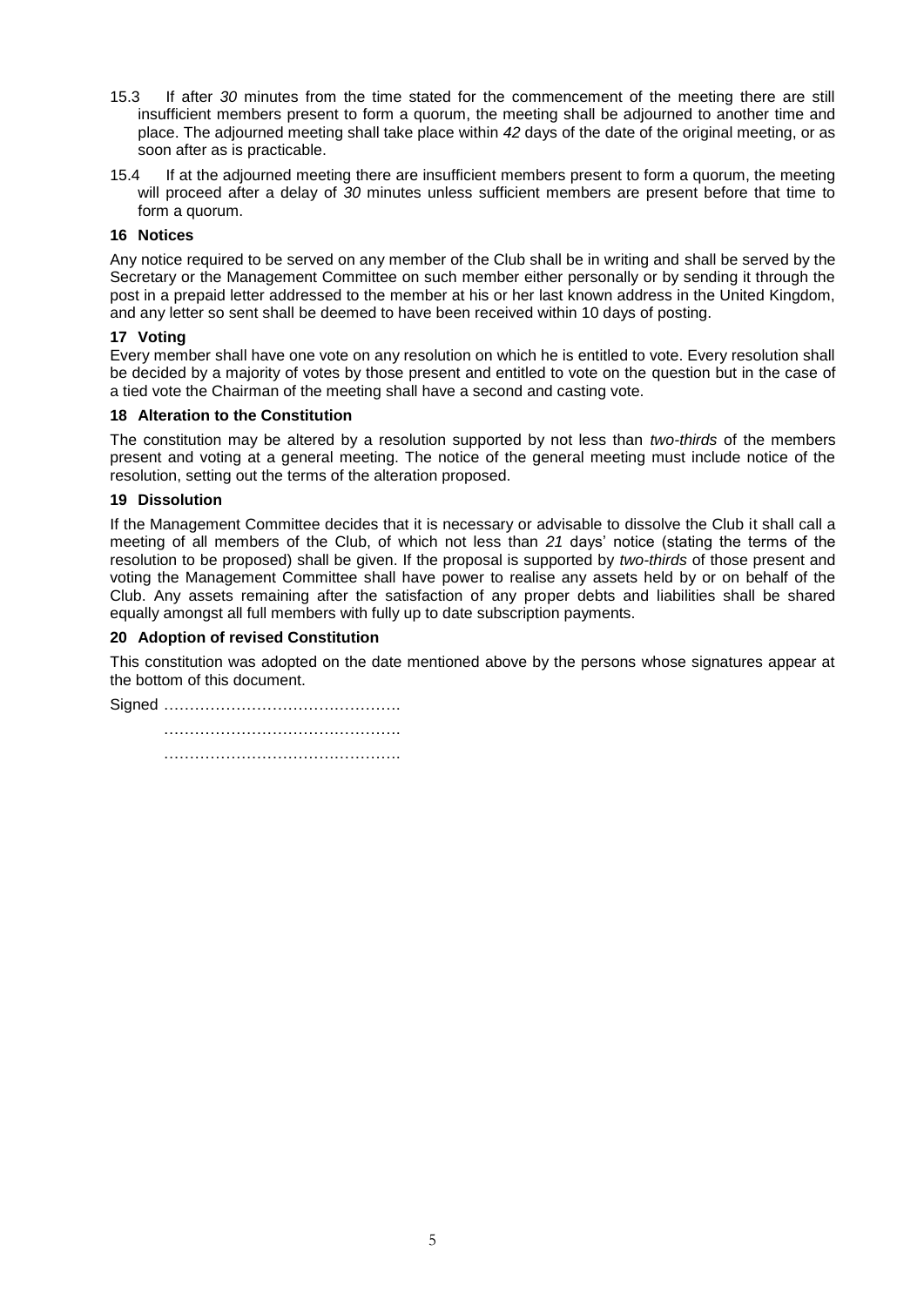15.3 If after *30* minutes from the time stated for the commencement of the meeting there are still insufficient members present to form a quorum, the meeting shall be adjourned to another time and place. The adjourned meeting shall take place within *42* days of the date of the original meeting, or as soon after as is practicable.

15.4 If at the adjourned meeting there are insufficient members present to form a quorum, the meeting will proceed after a delay of *30* minutes unless sufficient members are present before that time to form a quorum.

### 16 Notices

Any notice required to be served on any member of the Club shall be in writing and shall be served by the Secretary or the Management Committee on such member either personally or by sending it through the post in a prepaid letter addressed to the member at his or her last known address in the United Kingdom, and any letter so sent shall be deemed to have been received within 10 days of posting.

### 17 Voting

Every member shall have one vote on any resolution on which he is entitled to vote. Every resolution shall be decided by a majority of votes by those present and entitled to vote on the question but in the case of a tied vote the Chairman of the meeting shall have a second and casting vote.

### 18 Alteration to the Constitution

The constitution may be altered by a resolution supported by not less than *two-thirds* of the members present and voting at a general meeting. The notice of the general meeting must include notice of the resolution, setting out the terms of the alteration proposed.

### 19 Dissolution

If the Management Committee decides that it is necessary or advisable to dissolve the Club it shall call a meeting of all members of the Club, of which not less than *21* days' notice (stating the terms of the resolution to be proposed) shall be given. If the proposal is supported by *two-thirds* of those present and voting the Management Committee shall have power to realise any assets held by or on behalf of the Club. Any assets remaining after the satisfaction of any proper debts and liabilities shall be shared equally amongst all full members with fully up to date subscription payments.

### 20 Adoption of revised Constitution

This constitution was adopted on the date mentioned above by the persons whose signatures appear at the bottom of this document.

Signed ……………………………………….

……………………………………….

……………………………………….